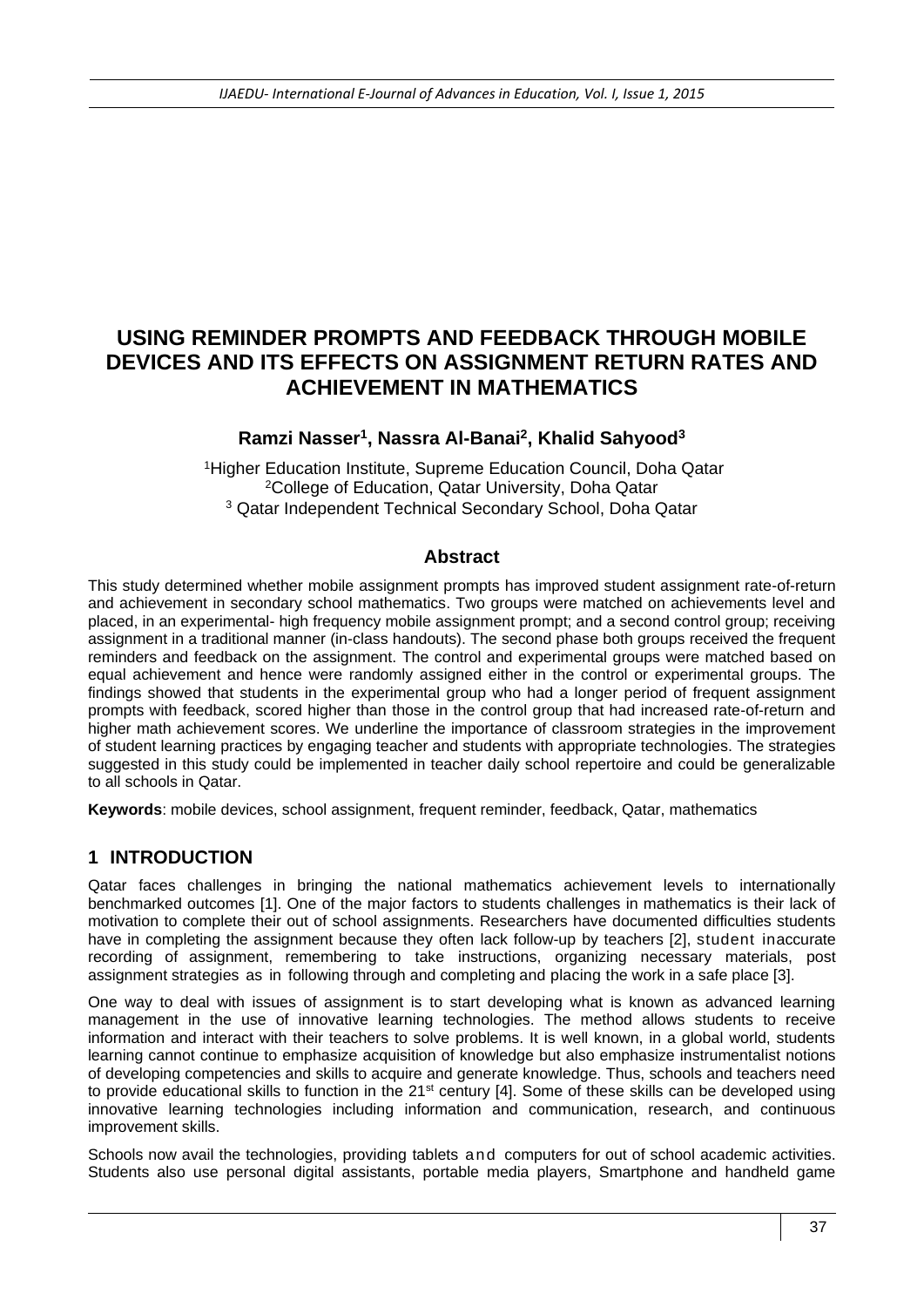# USING REMINDER PROMPTS AND FEEDBACK THROUGH MOBILE DEVICES AND ITS EFFECTS ON ASSIGNMENT RETURN RATES AND ACHIEVEMENT IN MATHEMATICS

**Ramzi Nasser[1], Nassra Al-Banai[2], Khalid Sahyood[3]**

[1]Higher Education Institute, Supreme Education Council, Doha Qatar
[2]College of Education, Qatar University, Doha Qatar
[3] Qatar Independent Technical Secondary School, Doha Qatar

## Abstract

This study determined whether mobile assignment prompts has improved student assignment rate-of-return and achievement in secondary school mathematics. Two groups were matched on achievements level and placed, in an experimental- high frequency mobile assignment prompt; and a second control group; receiving assignment in a traditional manner (in-class handouts). The second phase both groups received the frequent reminders and feedback on the assignment. The control and experimental groups were matched based on equal achievement and hence were randomly assigned either in the control or experimental groups. The findings showed that students in the experimental group who had a longer period of frequent assignment prompts with feedback, scored higher than those in the control group that had increased rate-of-return and higher math achievement scores. We underline the importance of classroom strategies in the improvement of student learning practices by engaging teacher and students with appropriate technologies. The strategies suggested in this study could be implemented in teacher daily school repertoire and could be generalizable to all schools in Qatar.

**Keywords**: mobile devices, school assignment, frequent reminder, feedback, Qatar, mathematics

## 1 INTRODUCTION

Qatar faces challenges in bringing the national mathematics achievement levels to internationally benchmarked outcomes [1]. One of the major factors to students challenges in mathematics is their lack of motivation to complete their out of school assignments. Researchers have documented difficulties students have in completing the assignment because they often lack follow-up by teachers [2], student inaccurate recording of assignment, remembering to take instructions, organizing necessary materials, post assignment strategies as in following through and completing and placing the work in a safe place [3].

One way to deal with issues of assignment is to start developing what is known as advanced learning management in the use of innovative learning technologies. The method allows students to receive information and interact with their teachers to solve problems. It is well known, in a global world, students learning cannot continue to emphasize acquisition of knowledge but also emphasize instrumentalist notions of developing competencies and skills to acquire and generate knowledge. Thus, schools and teachers need to provide educational skills to function in the 21st century [4]. Some of these skills can be developed using innovative learning technologies including information and communication, research, and continuous improvement skills.

Schools now avail the technologies, providing tablets and computers for out of school academic activities. Students also use personal digital assistants, portable media players, Smartphone and handheld game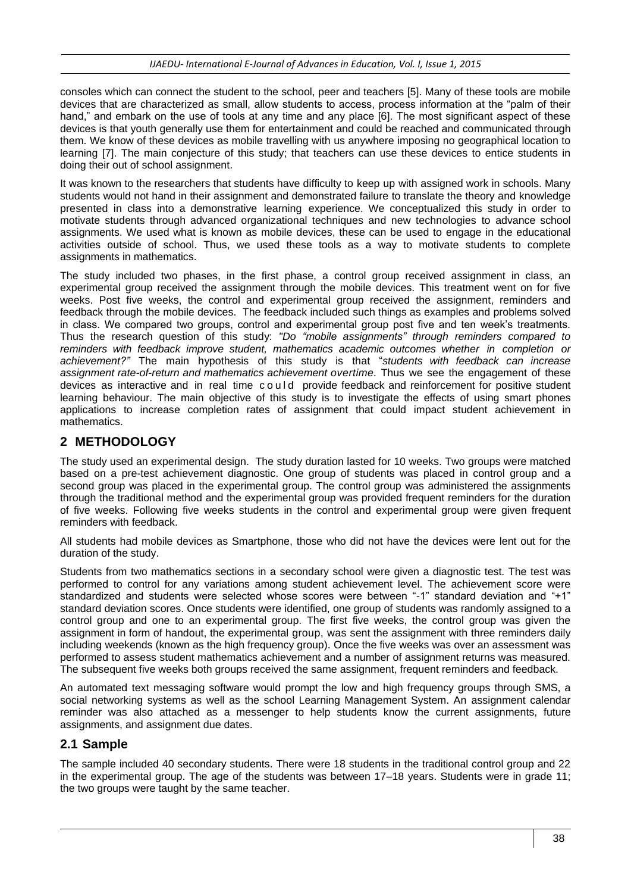consoles which can connect the student to the school, peer and teachers [5]. Many of these tools are mobile devices that are characterized as small, allow students to access, process information at the "palm of their hand," and embark on the use of tools at any time and any place [6]. The most significant aspect of these devices is that youth generally use them for entertainment and could be reached and communicated through them. We know of these devices as mobile travelling with us anywhere imposing no geographical location to learning [7]. The main conjecture of this study; that teachers can use these devices to entice students in doing their out of school assignment.

It was known to the researchers that students have difficulty to keep up with assigned work in schools. Many students would not hand in their assignment and demonstrated failure to translate the theory and knowledge presented in class into a demonstrative learning experience. We conceptualized this study in order to motivate students through advanced organizational techniques and new technologies to advance school assignments. We used what is known as mobile devices, these can be used to engage in the educational activities outside of school. Thus, we used these tools as a way to motivate students to complete assignments in mathematics.

The study included two phases, in the first phase, a control group received assignment in class, an experimental group received the assignment through the mobile devices. This treatment went on for five weeks. Post five weeks, the control and experimental group received the assignment, reminders and feedback through the mobile devices. The feedback included such things as examples and problems solved in class. We compared two groups, control and experimental group post five and ten week's treatments. Thus the research question of this study: *"Do "mobile assignments" through reminders compared to reminders with feedback improve student, mathematics academic outcomes whether in completion or achievement?"* The main hypothesis of this study is that "*students with feedback can increase assignment rate-of-return and mathematics achievement overtime.* Thus we see the engagement of these devices as interactive and in real time could provide feedback and reinforcement for positive student learning behaviour. The main objective of this study is to investigate the effects of using smart phones applications to increase completion rates of assignment that could impact student achievement in mathematics.

## 2 METHODOLOGY

The study used an experimental design. The study duration lasted for 10 weeks. Two groups were matched based on a pre-test achievement diagnostic. One group of students was placed in control group and a second group was placed in the experimental group. The control group was administered the assignments through the traditional method and the experimental group was provided frequent reminders for the duration of five weeks. Following five weeks students in the control and experimental group were given frequent reminders with feedback.

All students had mobile devices as Smartphone, those who did not have the devices were lent out for the duration of the study.

Students from two mathematics sections in a secondary school were given a diagnostic test. The test was performed to control for any variations among student achievement level. The achievement score were standardized and students were selected whose scores were between "-1" standard deviation and "+1" standard deviation scores. Once students were identified, one group of students was randomly assigned to a control group and one to an experimental group. The first five weeks, the control group was given the assignment in form of handout, the experimental group, was sent the assignment with three reminders daily including weekends (known as the high frequency group). Once the five weeks was over an assessment was performed to assess student mathematics achievement and a number of assignment returns was measured. The subsequent five weeks both groups received the same assignment, frequent reminders and feedback.

An automated text messaging software would prompt the low and high frequency groups through SMS, a social networking systems as well as the school Learning Management System. An assignment calendar reminder was also attached as a messenger to help students know the current assignments, future assignments, and assignment due dates.

### 2.1 Sample

The sample included 40 secondary students. There were 18 students in the traditional control group and 22 in the experimental group. The age of the students was between 17–18 years. Students were in grade 11; the two groups were taught by the same teacher.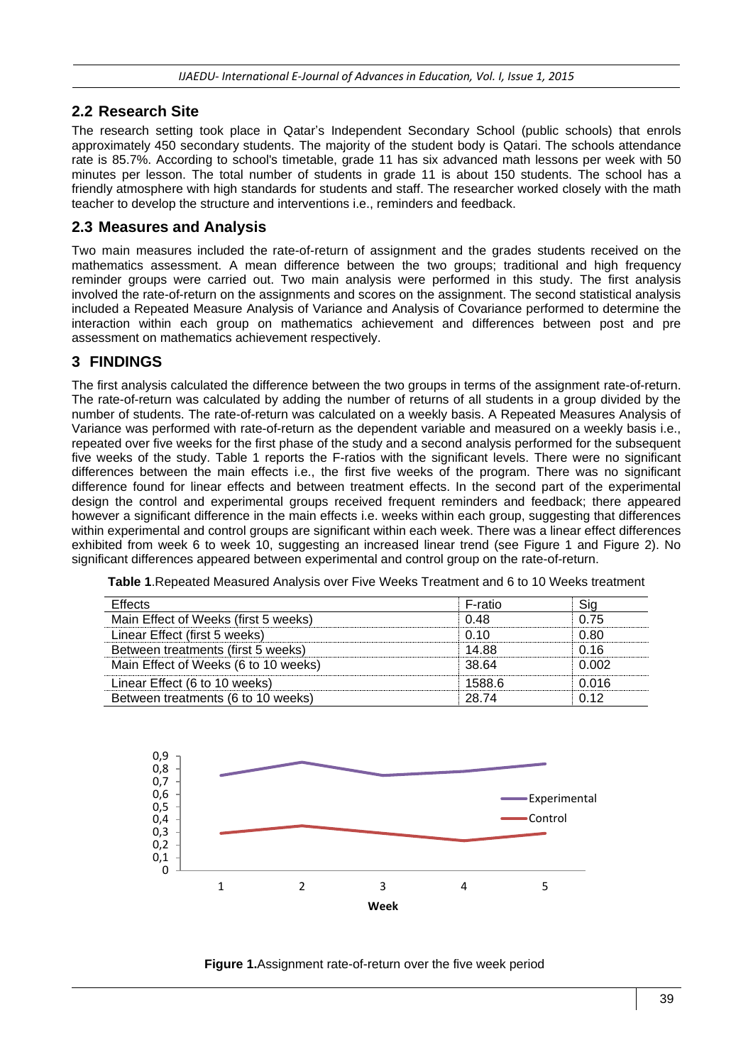## 2.2 Research Site

The research setting took place in Qatar's Independent Secondary School (public schools) that enrols approximately 450 secondary students. The majority of the student body is Qatari. The schools attendance rate is 85.7%. According to school's timetable, grade 11 has six advanced math lessons per week with 50 minutes per lesson. The total number of students in grade 11 is about 150 students. The school has a friendly atmosphere with high standards for students and staff. The researcher worked closely with the math teacher to develop the structure and interventions i.e., reminders and feedback.

## 2.3 Measures and Analysis

Two main measures included the rate-of-return of assignment and the grades students received on the mathematics assessment. A mean difference between the two groups; traditional and high frequency reminder groups were carried out. Two main analysis were performed in this study. The first analysis involved the rate-of-return on the assignments and scores on the assignment. The second statistical analysis included a Repeated Measure Analysis of Variance and Analysis of Covariance performed to determine the interaction within each group on mathematics achievement and differences between post and pre assessment on mathematics achievement respectively.

# 3 FINDINGS

The first analysis calculated the difference between the two groups in terms of the assignment rate-of-return. The rate-of-return was calculated by adding the number of returns of all students in a group divided by the number of students. The rate-of-return was calculated on a weekly basis. A Repeated Measures Analysis of Variance was performed with rate-of-return as the dependent variable and measured on a weekly basis i.e., repeated over five weeks for the first phase of the study and a second analysis performed for the subsequent five weeks of the study. Table 1 reports the F-ratios with the significant levels. There were no significant differences between the main effects i.e., the first five weeks of the program. There was no significant difference found for linear effects and between treatment effects. In the second part of the experimental design the control and experimental groups received frequent reminders and feedback; there appeared however a significant difference in the main effects i.e. weeks within each group, suggesting that differences within experimental and control groups are significant within each week. There was a linear effect differences exhibited from week 6 to week 10, suggesting an increased linear trend (see Figure 1 and Figure 2). No significant differences appeared between experimental and control group on the rate-of-return.

**Table 1**.Repeated Measured Analysis over Five Weeks Treatment and 6 to 10 Weeks treatment

| Effects | F-ratio | Sig |
|---|---|---|
| Main Effect of Weeks (first 5 weeks) | 0.48 | 0.75 |
| Linear Effect (first 5 weeks) | 0.10 | 0.80 |
| Between treatments (first 5 weeks) | 14.88 | 0.16 |
| Main Effect of Weeks (6 to 10 weeks) | 38.64 | 0.002 |
| Linear Effect (6 to 10 weeks) | 1588.6 | 0.016 |
| Between treatments (6 to 10 weeks) | 28.74 | 0.12 |

**Figure 1.**Assignment rate-of-return over the five week period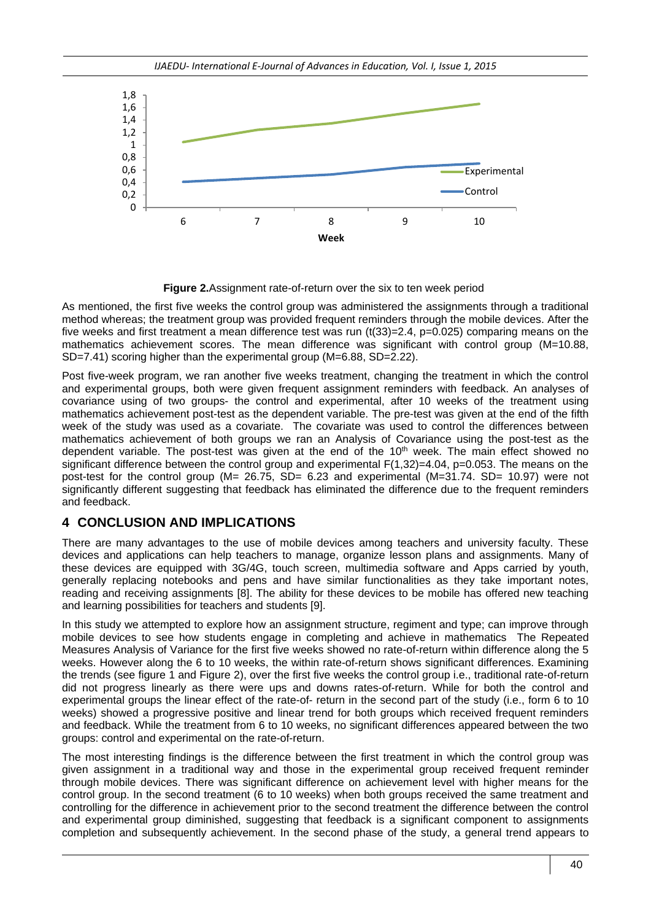**Figure 2.** Assignment rate-of-return over the six to ten week period

As mentioned, the first five weeks the control group was administered the assignments through a traditional method whereas; the treatment group was provided frequent reminders through the mobile devices. After the five weeks and first treatment a mean difference test was run ($t(33)=2.4$, $p=0.025$) comparing means on the mathematics achievement scores. The mean difference was significant with control group (M=10.88, SD=7.41) scoring higher than the experimental group (M=6.88, SD=2.22).

Post five-week program, we ran another five weeks treatment, changing the treatment in which the control and experimental groups, both were given frequent assignment reminders with feedback. An analyses of covariance using of two groups- the control and experimental, after 10 weeks of the treatment using mathematics achievement post-test as the dependent variable. The pre-test was given at the end of the fifth week of the study was used as a covariate. The covariate was used to control the differences between mathematics achievement of both groups we ran an Analysis of Covariance using the post-test as the dependent variable. The post-test was given at the end of the $10^{th}$ week. The main effect showed no significant difference between the control group and experimental $F(1,32)=4.04$, $p=0.053$. The means on the post-test for the control group (M= 26.75, SD= 6.23 and experimental (M=31.74. SD= 10.97) were not significantly different suggesting that feedback has eliminated the difference due to the frequent reminders and feedback.

## 4 CONCLUSION AND IMPLICATIONS

There are many advantages to the use of mobile devices among teachers and university faculty. These devices and applications can help teachers to manage, organize lesson plans and assignments. Many of these devices are equipped with 3G/4G, touch screen, multimedia software and Apps carried by youth, generally replacing notebooks and pens and have similar functionalities as they take important notes, reading and receiving assignments [8]. The ability for these devices to be mobile has offered new teaching and learning possibilities for teachers and students [9].

In this study we attempted to explore how an assignment structure, regiment and type; can improve through mobile devices to see how students engage in completing and achieve in mathematics The Repeated Measures Analysis of Variance for the first five weeks showed no rate-of-return within difference along the 5 weeks. However along the 6 to 10 weeks, the within rate-of-return shows significant differences. Examining the trends (see figure 1 and Figure 2), over the first five weeks the control group i.e., traditional rate-of-return did not progress linearly as there were ups and downs rates-of-return. While for both the control and experimental groups the linear effect of the rate-of- return in the second part of the study (i.e., form 6 to 10 weeks) showed a progressive positive and linear trend for both groups which received frequent reminders and feedback. While the treatment from 6 to 10 weeks, no significant differences appeared between the two groups: control and experimental on the rate-of-return.

The most interesting findings is the difference between the first treatment in which the control group was given assignment in a traditional way and those in the experimental group received frequent reminder through mobile devices. There was significant difference on achievement level with higher means for the control group. In the second treatment (6 to 10 weeks) when both groups received the same treatment and controlling for the difference in achievement prior to the second treatment the difference between the control and experimental group diminished, suggesting that feedback is a significant component to assignments completion and subsequently achievement. In the second phase of the study, a general trend appears to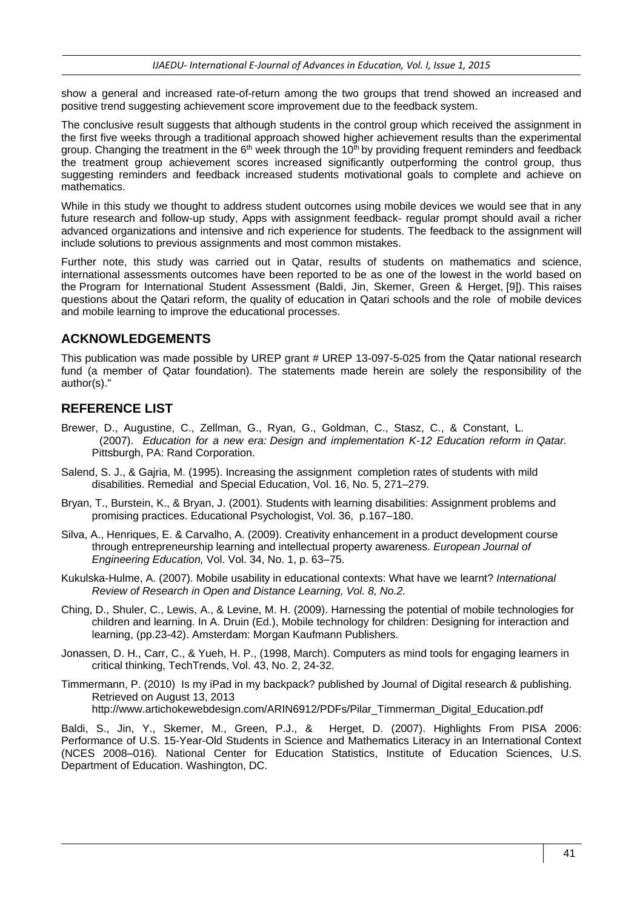show a general and increased rate-of-return among the two groups that trend showed an increased and positive trend suggesting achievement score improvement due to the feedback system.

The conclusive result suggests that although students in the control group which received the assignment in the first five weeks through a traditional approach showed higher achievement results than the experimental group. Changing the treatment in the 6th week through the 10th by providing frequent reminders and feedback the treatment group achievement scores increased significantly outperforming the control group, thus suggesting reminders and feedback increased students motivational goals to complete and achieve on mathematics.

While in this study we thought to address student outcomes using mobile devices we would see that in any future research and follow-up study, Apps with assignment feedback- regular prompt should avail a richer advanced organizations and intensive and rich experience for students. The feedback to the assignment will include solutions to previous assignments and most common mistakes.

Further note, this study was carried out in Qatar, results of students on mathematics and science, international assessments outcomes have been reported to be as one of the lowest in the world based on the Program for International Student Assessment (Baldi, Jin, Skemer, Green & Herget, [9]). This raises questions about the Qatari reform, the quality of education in Qatari schools and the role of mobile devices and mobile learning to improve the educational processes.

## ACKNOWLEDGEMENTS

This publication was made possible by UREP grant # UREP 13-097-5-025 from the Qatar national research fund (a member of Qatar foundation). The statements made herein are solely the responsibility of the author(s)."

## REFERENCE LIST

Brewer, D., Augustine, C., Zellman, G., Ryan, G., Goldman, C., Stasz, C., & Constant, L. (2007). *Education for a new era: Design and implementation K-12 Education reform in Qatar.* Pittsburgh, PA: Rand Corporation.

Salend, S. J., & Gajria, M. (1995). Increasing the assignment completion rates of students with mild disabilities. Remedial and Special Education, Vol. 16, No. 5, 271–279.

Bryan, T., Burstein, K., & Bryan, J. (2001). Students with learning disabilities: Assignment problems and promising practices. Educational Psychologist, Vol. 36, p.167–180.

Silva, A., Henriques, E. & Carvalho, A. (2009). Creativity enhancement in a product development course through entrepreneurship learning and intellectual property awareness. *European Journal of Engineering Education,* Vol. Vol. 34, No. 1, p. 63–75.

Kukulska-Hulme, A. (2007). Mobile usability in educational contexts: What have we learnt? *International Review of Research in Open and Distance Learning, Vol. 8, No.2.*

Ching, D., Shuler, C., Lewis, A., & Levine, M. H. (2009). Harnessing the potential of mobile technologies for children and learning. In A. Druin (Ed.), Mobile technology for children: Designing for interaction and learning, (pp.23-42). Amsterdam: Morgan Kaufmann Publishers.

Jonassen, D. H., Carr, C., & Yueh, H. P., (1998, March). Computers as mind tools for engaging learners in critical thinking, TechTrends, Vol. 43, No. 2, 24-32.

Timmermann, P. (2010) Is my iPad in my backpack? published by Journal of Digital research & publishing. Retrieved on August 13, 2013 http://www.artichokewebdesign.com/ARIN6912/PDFs/Pilar_Timmerman_Digital_Education.pdf

Baldi, S., Jin, Y., Skemer, M., Green, P.J., & Herget, D. (2007). Highlights From PISA 2006: Performance of U.S. 15-Year-Old Students in Science and Mathematics Literacy in an International Context (NCES 2008–016). National Center for Education Statistics, Institute of Education Sciences, U.S. Department of Education. Washington, DC.